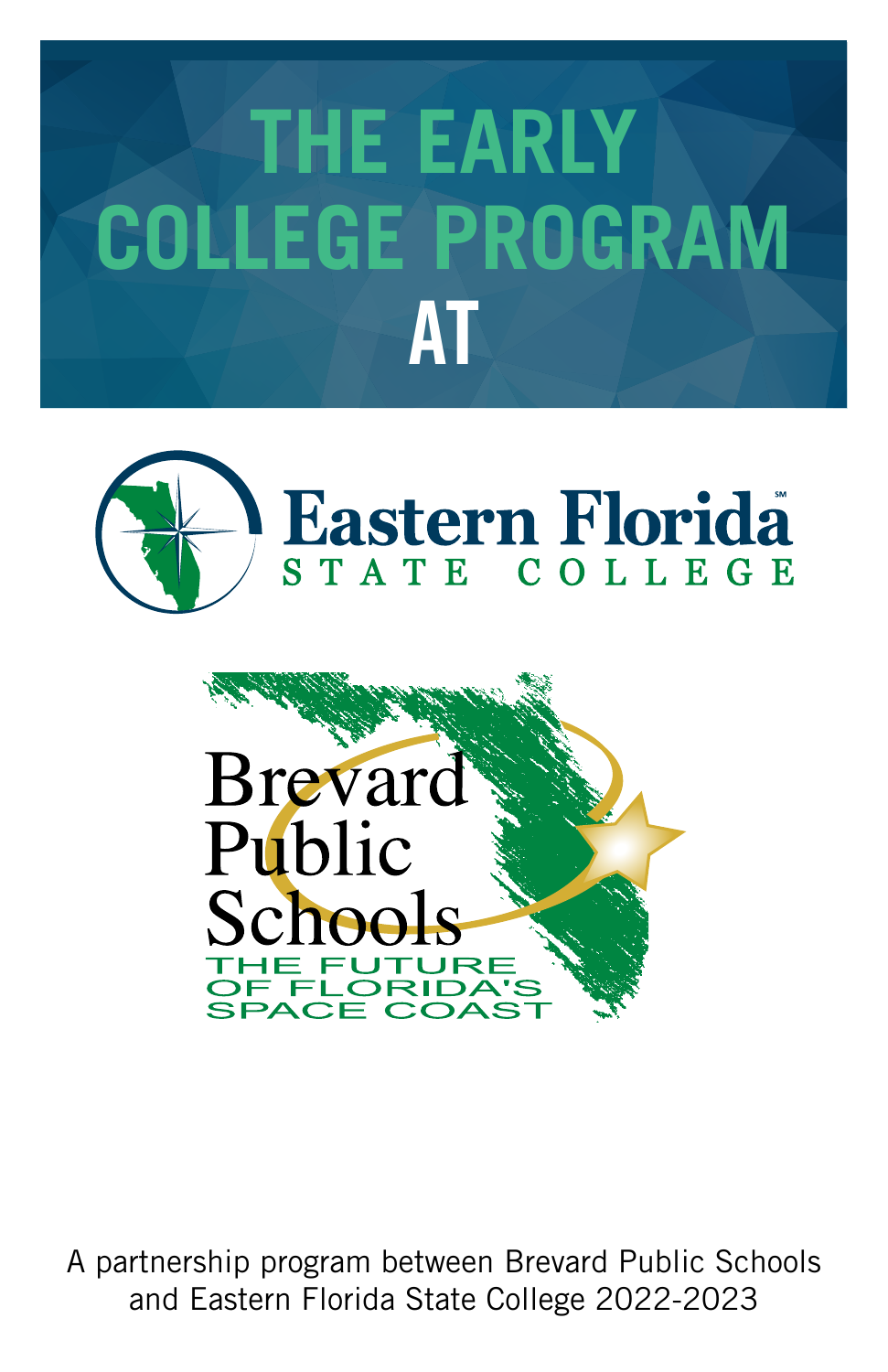# THE EARLY COLLEGE PROGRAM AT

Eastern Florida State College

Brevard Public Schools

THE FUTURE OF FLORIDA'S SPACE COAST

A partnership program between Brevard Public Schools and Eastern Florida State College 2022-2023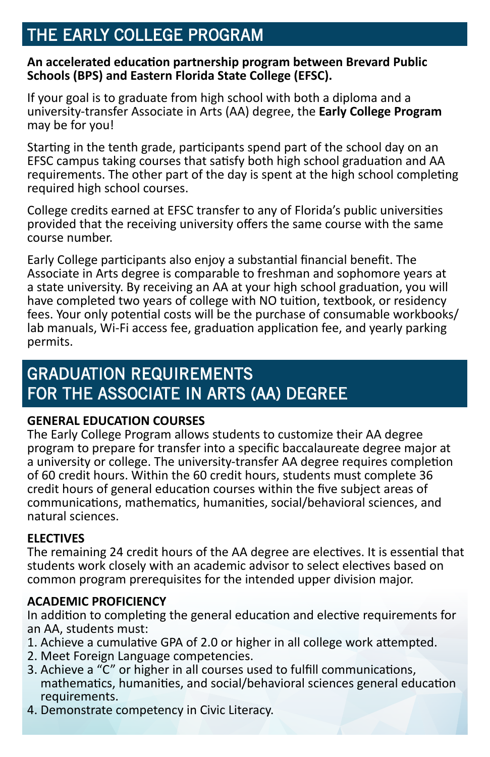# THE EARLY COLLEGE PROGRAM

**An accelerated education partnership program between Brevard Public Schools (BPS) and Eastern Florida State College (EFSC).**

If your goal is to graduate from high school with both a diploma and a university-transfer Associate in Arts (AA) degree, the **Early College Program** may be for you!

Starting in the tenth grade, participants spend part of the school day on an EFSC campus taking courses that satisfy both high school graduation and AA requirements. The other part of the day is spent at the high school completing required high school courses.

College credits earned at EFSC transfer to any of Florida's public universities provided that the receiving university offers the same course with the same course number.

Early College participants also enjoy a substantial financial benefit. The Associate in Arts degree is comparable to freshman and sophomore years at a state university. By receiving an AA at your high school graduation, you will have completed two years of college with NO tuition, textbook, or residency fees. Your only potential costs will be the purchase of consumable workbooks/lab manuals, Wi-Fi access fee, graduation application fee, and yearly parking permits.

# GRADUATION REQUIREMENTS FOR THE ASSOCIATE IN ARTS (AA) DEGREE

**GENERAL EDUCATION COURSES**

The Early College Program allows students to customize their AA degree program to prepare for transfer into a specific baccalaureate degree major at a university or college. The university-transfer AA degree requires completion of 60 credit hours. Within the 60 credit hours, students must complete 36 credit hours of general education courses within the five subject areas of communications, mathematics, humanities, social/behavioral sciences, and natural sciences.

**ELECTIVES**

The remaining 24 credit hours of the AA degree are electives. It is essential that students work closely with an academic advisor to select electives based on common program prerequisites for the intended upper division major.

**ACADEMIC PROFICIENCY**

In addition to completing the general education and elective requirements for an AA, students must:

1. Achieve a cumulative GPA of 2.0 or higher in all college work attempted.
2. Meet Foreign Language competencies.
3. Achieve a "C" or higher in all courses used to fulfill communications, mathematics, humanities, and social/behavioral sciences general education requirements.
4. Demonstrate competency in Civic Literacy.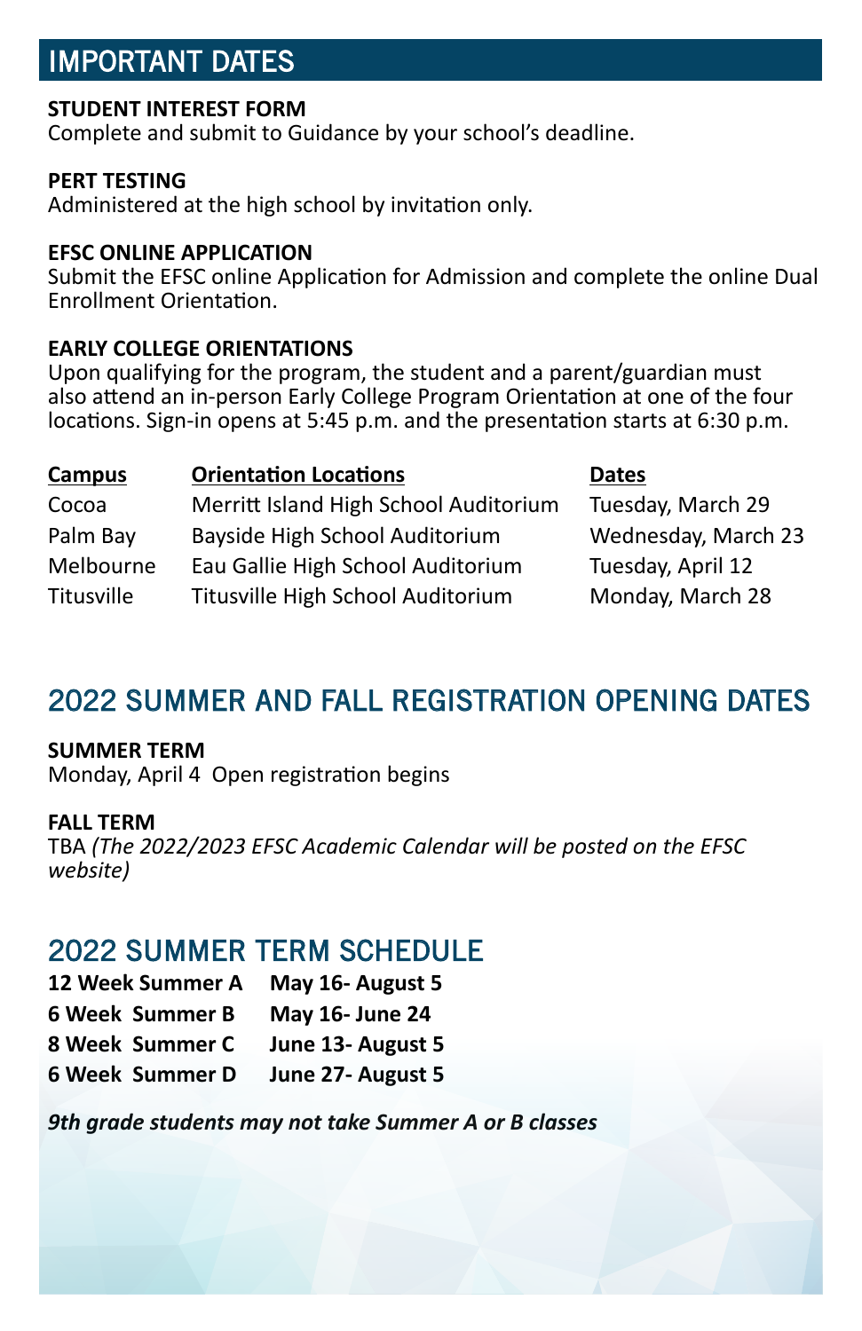## IMPORTANT DATES

**STUDENT INTEREST FORM**
Complete and submit to Guidance by your school's deadline.

**PERT TESTING**
Administered at the high school by invitation only.

**EFSC ONLINE APPLICATION**
Submit the EFSC online Application for Admission and complete the online Dual Enrollment Orientation.

**EARLY COLLEGE ORIENTATIONS**
Upon qualifying for the program, the student and a parent/guardian must also attend an in-person Early College Program Orientation at one of the four locations. Sign-in opens at 5:45 p.m. and the presentation starts at 6:30 p.m.

| Campus | Orientation Locations | Dates |
|---|---|---|
| Cocoa | Merritt Island High School Auditorium | Tuesday, March 29 |
| Palm Bay | Bayside High School Auditorium | Wednesday, March 23 |
| Melbourne | Eau Gallie High School Auditorium | Tuesday, April 12 |
| Titusville | Titusville High School Auditorium | Monday, March 28 |

## 2022 SUMMER AND FALL REGISTRATION OPENING DATES

**SUMMER TERM**
Monday, April 4 Open registration begins

**FALL TERM**
TBA *(The 2022/2023 EFSC Academic Calendar will be posted on the EFSC website)*

## 2022 SUMMER TERM SCHEDULE

| | |
|---|---|
| **12 Week Summer A** | **May 16- August 5** |
| **6 Week Summer B** | **May 16- June 24** |
| **8 Week Summer C** | **June 13- August 5** |
| **6 Week Summer D** | **June 27- August 5** |

***9th grade students may not take Summer A or B classes***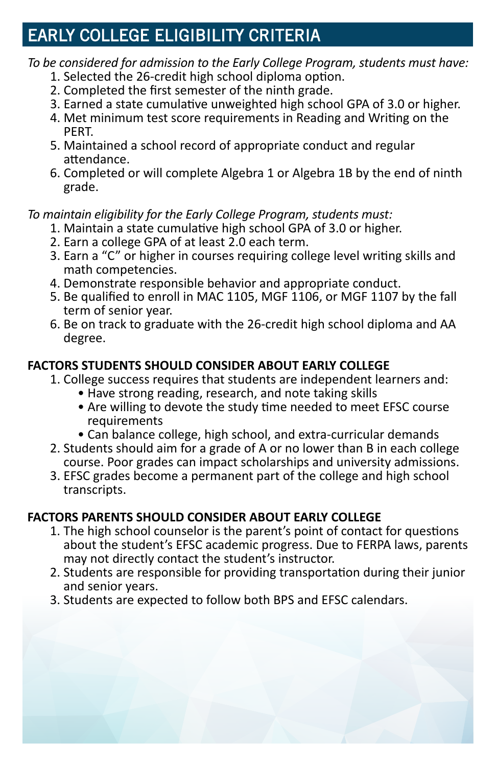## EARLY COLLEGE ELIGIBILITY CRITERIA

*To be considered for admission to the Early College Program, students must have:*

1. Selected the 26-credit high school diploma option.
2. Completed the first semester of the ninth grade.
3. Earned a state cumulative unweighted high school GPA of 3.0 or higher.
4. Met minimum test score requirements in Reading and Writing on the PERT.
5. Maintained a school record of appropriate conduct and regular attendance.
6. Completed or will complete Algebra 1 or Algebra 1B by the end of ninth grade.

*To maintain eligibility for the Early College Program, students must:*

1. Maintain a state cumulative high school GPA of 3.0 or higher.
2. Earn a college GPA of at least 2.0 each term.
3. Earn a "C" or higher in courses requiring college level writing skills and math competencies.
4. Demonstrate responsible behavior and appropriate conduct.
5. Be qualified to enroll in MAC 1105, MGF 1106, or MGF 1107 by the fall term of senior year.
6. Be on track to graduate with the 26-credit high school diploma and AA degree.

**FACTORS STUDENTS SHOULD CONSIDER ABOUT EARLY COLLEGE**

1. College success requires that students are independent learners and:
   - Have strong reading, research, and note taking skills
   - Are willing to devote the study time needed to meet EFSC course requirements
   - Can balance college, high school, and extra-curricular demands
2. Students should aim for a grade of A or no lower than B in each college course. Poor grades can impact scholarships and university admissions.
3. EFSC grades become a permanent part of the college and high school transcripts.

**FACTORS PARENTS SHOULD CONSIDER ABOUT EARLY COLLEGE**

1. The high school counselor is the parent's point of contact for questions about the student's EFSC academic progress. Due to FERPA laws, parents may not directly contact the student's instructor.
2. Students are responsible for providing transportation during their junior and senior years.
3. Students are expected to follow both BPS and EFSC calendars.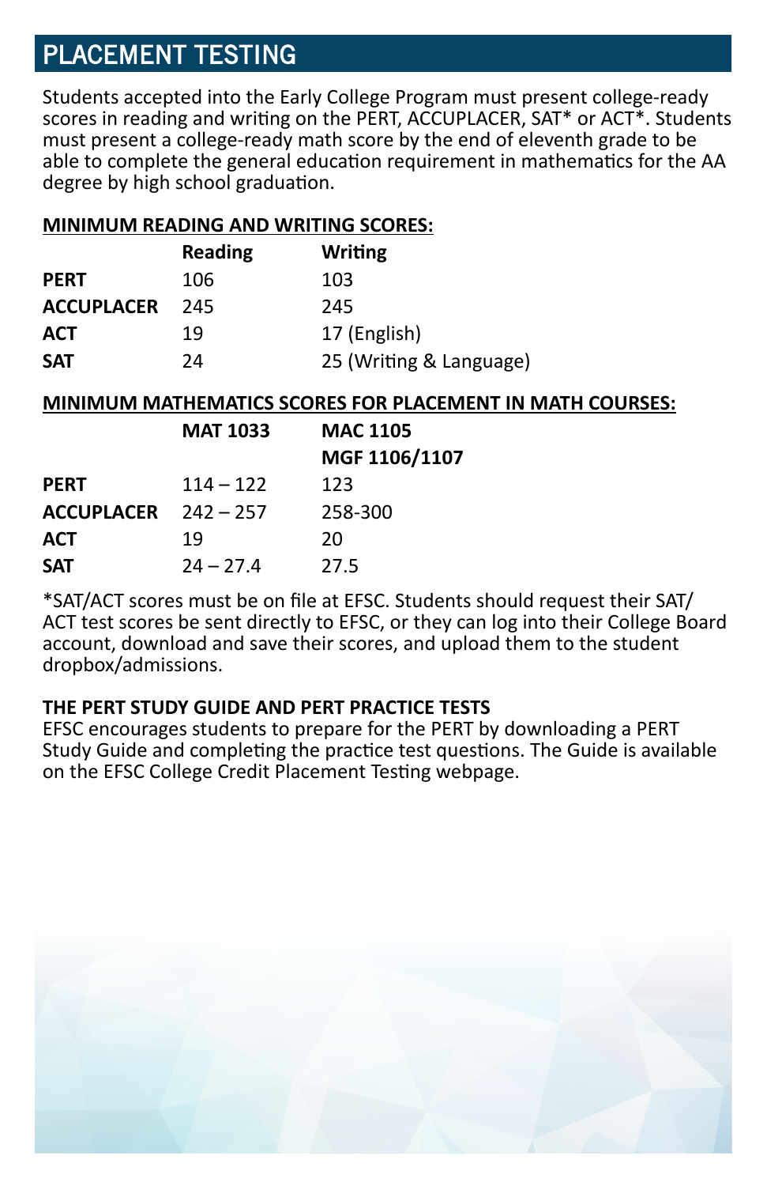## PLACEMENT TESTING

Students accepted into the Early College Program must present college-ready scores in reading and writing on the PERT, ACCUPLACER, SAT* or ACT*. Students must present a college-ready math score by the end of eleventh grade to be able to complete the general education requirement in mathematics for the AA degree by high school graduation.

**MINIMUM READING AND WRITING SCORES:**

| | Reading | Writing |
|---|---|---|
| **PERT** | 106 | 103 |
| **ACCUPLACER** | 245 | 245 |
| **ACT** | 19 | 17 (English) |
| **SAT** | 24 | 25 (Writing & Language) |

**MINIMUM MATHEMATICS SCORES FOR PLACEMENT IN MATH COURSES:**

| | MAT 1033 | MAC 1105 MGF 1106/1107 |
|---|---|---|
| **PERT** | 114 – 122 | 123 |
| **ACCUPLACER** | 242 – 257 | 258-300 |
| **ACT** | 19 | 20 |
| **SAT** | 24 – 27.4 | 27.5 |

*SAT/ACT scores must be on file at EFSC. Students should request their SAT/ACT test scores be sent directly to EFSC, or they can log into their College Board account, download and save their scores, and upload them to the student dropbox/admissions.

**THE PERT STUDY GUIDE AND PERT PRACTICE TESTS**

EFSC encourages students to prepare for the PERT by downloading a PERT Study Guide and completing the practice test questions. The Guide is available on the EFSC College Credit Placement Testing webpage.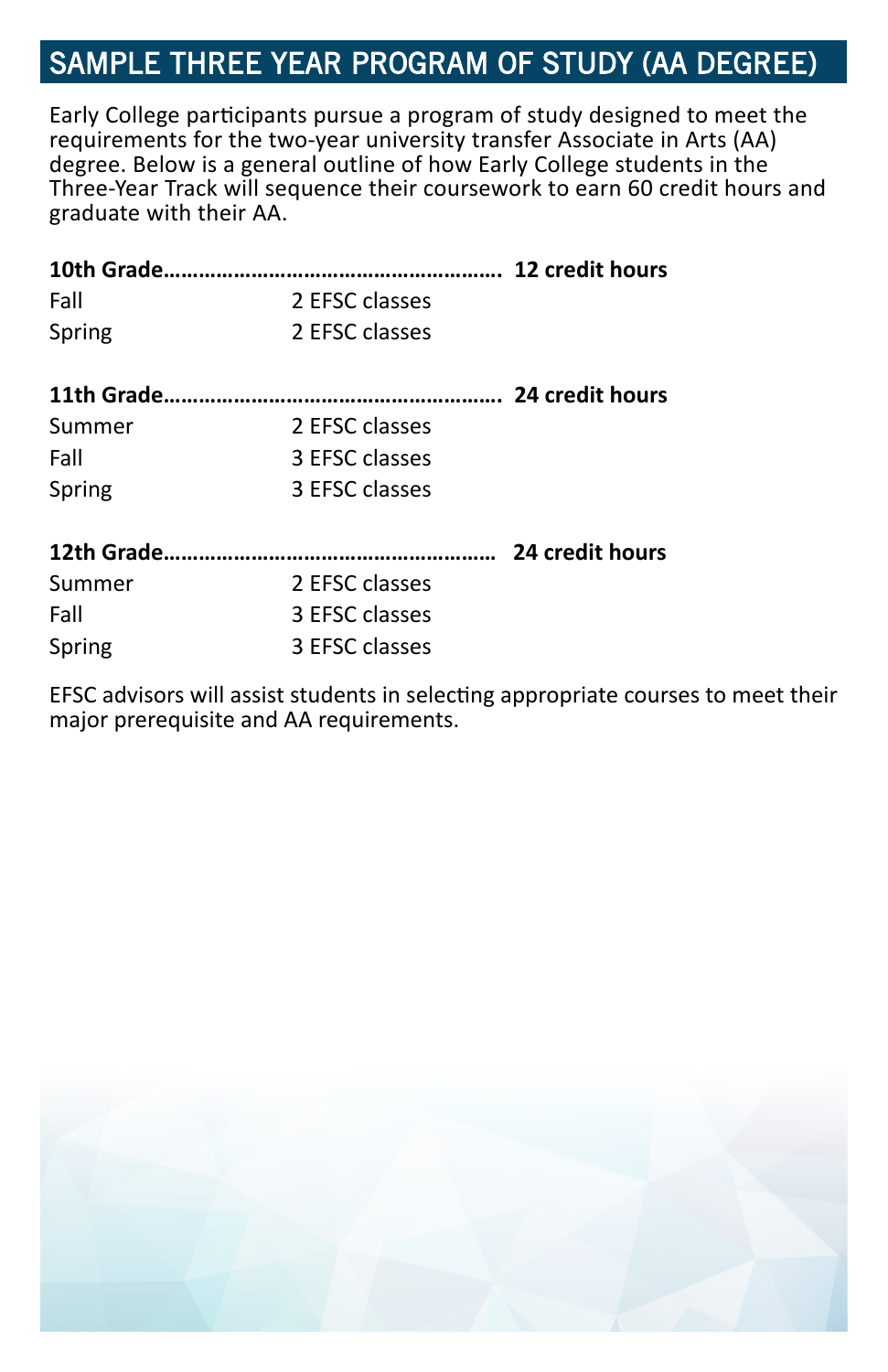## SAMPLE THREE YEAR PROGRAM OF STUDY (AA DEGREE)

Early College participants pursue a program of study designed to meet the requirements for the two-year university transfer Associate in Arts (AA) degree. Below is a general outline of how Early College students in the Three-Year Track will sequence their coursework to earn 60 credit hours and graduate with their AA.

**10th Grade………………………………………………… 12 credit hours**

| | |
|---|---|
| Fall | 2 EFSC classes |
| Spring | 2 EFSC classes |

**11th Grade………………………………………………… 24 credit hours**

| | |
|---|---|
| Summer | 2 EFSC classes |
| Fall | 3 EFSC classes |
| Spring | 3 EFSC classes |

**12th Grade………………………………………………… 24 credit hours**

| | |
|---|---|
| Summer | 2 EFSC classes |
| Fall | 3 EFSC classes |
| Spring | 3 EFSC classes |

EFSC advisors will assist students in selecting appropriate courses to meet their major prerequisite and AA requirements.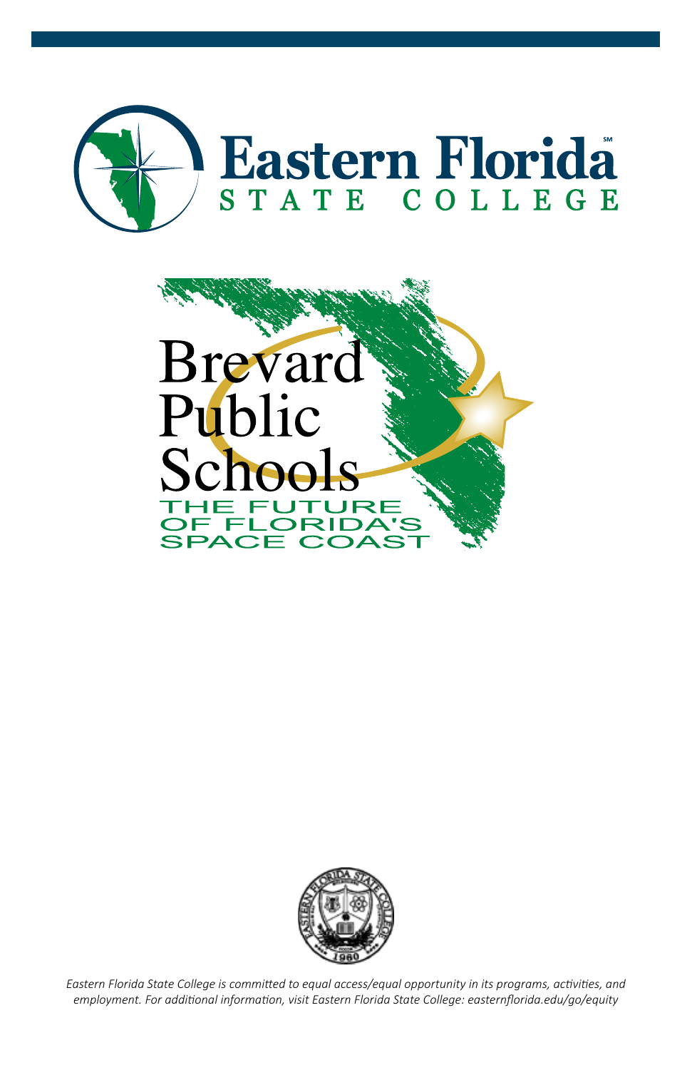Eastern Florida STATE COLLEGE

Brevard Public Schools

THE FUTURE OF FLORIDA'S SPACE COAST

*Eastern Florida State College is committed to equal access/equal opportunity in its programs, activities, and employment. For additional information, visit Eastern Florida State College: easternflorida.edu/go/equity*